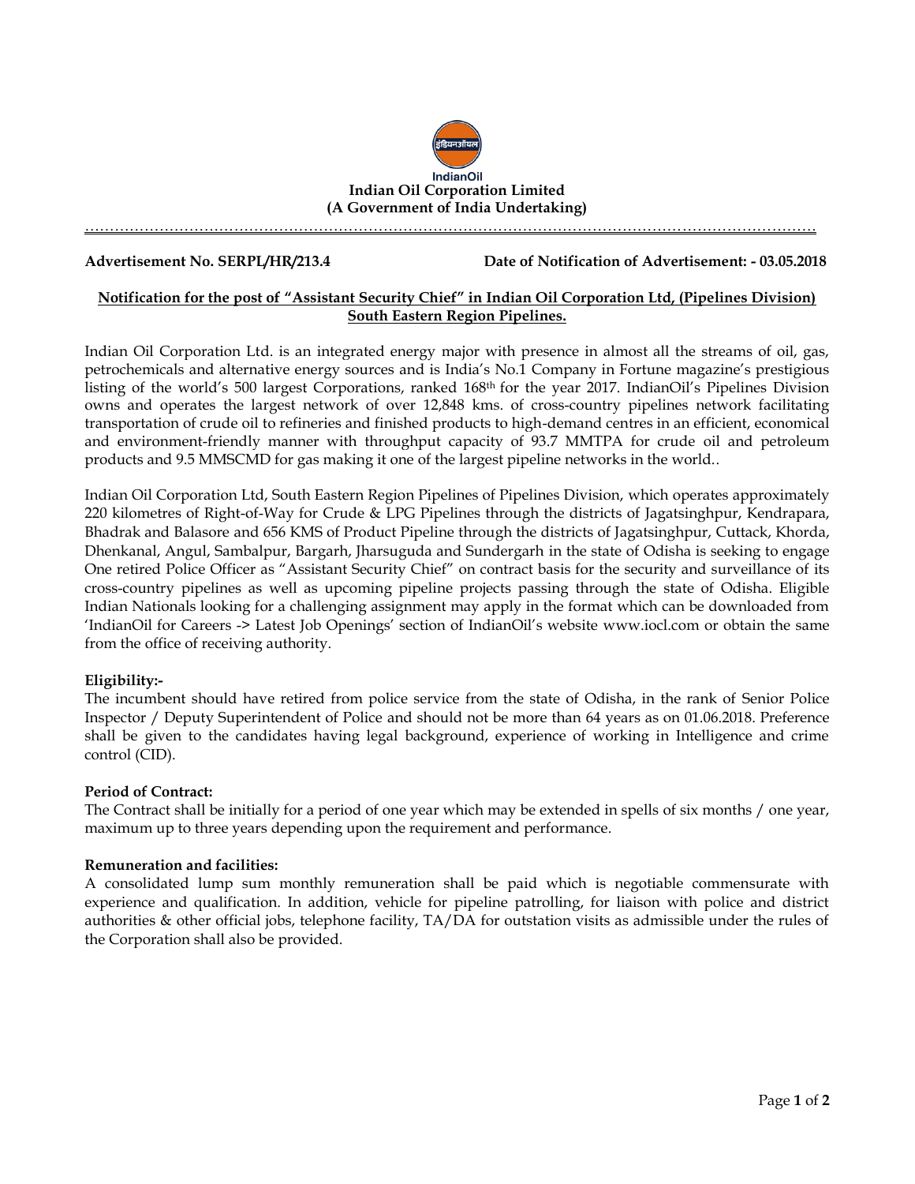**Indian Oil Corporation Limited**
**(A Government of India Undertaking)**

---

**Advertisement No. SERPL/HR/213.4** **Date of Notification of Advertisement: - 03.05.2018**

**Notification for the post of "Assistant Security Chief" in Indian Oil Corporation Ltd, (Pipelines Division) South Eastern Region Pipelines.**

Indian Oil Corporation Ltd. is an integrated energy major with presence in almost all the streams of oil, gas, petrochemicals and alternative energy sources and is India's No.1 Company in Fortune magazine's prestigious listing of the world's 500 largest Corporations, ranked 168th for the year 2017. IndianOil's Pipelines Division owns and operates the largest network of over 12,848 kms. of cross-country pipelines network facilitating transportation of crude oil to refineries and finished products to high-demand centres in an efficient, economical and environment-friendly manner with throughput capacity of 93.7 MMTPA for crude oil and petroleum products and 9.5 MMSCMD for gas making it one of the largest pipeline networks in the world..

Indian Oil Corporation Ltd, South Eastern Region Pipelines of Pipelines Division, which operates approximately 220 kilometres of Right-of-Way for Crude & LPG Pipelines through the districts of Jagatsinghpur, Kendrapara, Bhadrak and Balasore and 656 KMS of Product Pipeline through the districts of Jagatsinghpur, Cuttack, Khorda, Dhenkanal, Angul, Sambalpur, Bargarh, Jharsuguda and Sundergarh in the state of Odisha is seeking to engage One retired Police Officer as "Assistant Security Chief" on contract basis for the security and surveillance of its cross-country pipelines as well as upcoming pipeline projects passing through the state of Odisha. Eligible Indian Nationals looking for a challenging assignment may apply in the format which can be downloaded from 'IndianOil for Careers -> Latest Job Openings' section of IndianOil's website www.iocl.com or obtain the same from the office of receiving authority.

**Eligibility:-**

The incumbent should have retired from police service from the state of Odisha, in the rank of Senior Police Inspector / Deputy Superintendent of Police and should not be more than 64 years as on 01.06.2018. Preference shall be given to the candidates having legal background, experience of working in Intelligence and crime control (CID).

**Period of Contract:**

The Contract shall be initially for a period of one year which may be extended in spells of six months / one year, maximum up to three years depending upon the requirement and performance.

**Remuneration and facilities:**

A consolidated lump sum monthly remuneration shall be paid which is negotiable commensurate with experience and qualification. In addition, vehicle for pipeline patrolling, for liaison with police and district authorities & other official jobs, telephone facility, TA/DA for outstation visits as admissible under the rules of the Corporation shall also be provided.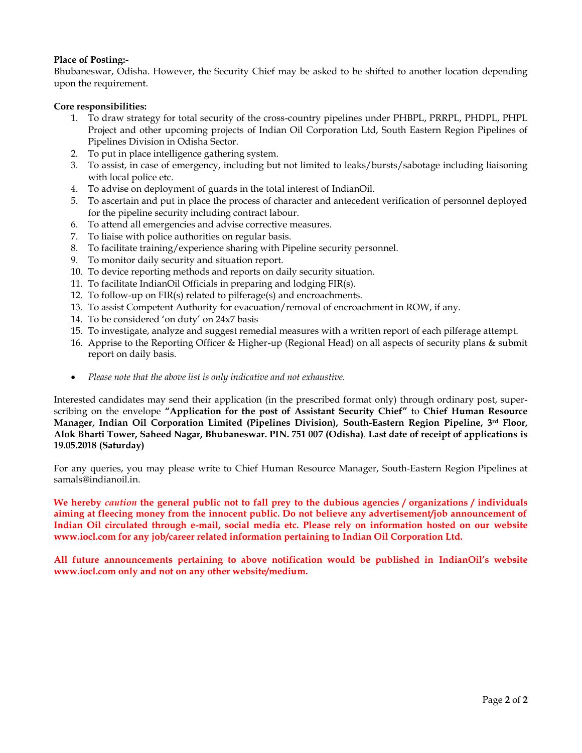**Place of Posting:-**

Bhubaneswar, Odisha. However, the Security Chief may be asked to be shifted to another location depending upon the requirement.

**Core responsibilities:**

1. To draw strategy for total security of the cross-country pipelines under PHBPL, PRRPL, PHDPL, PHPL Project and other upcoming projects of Indian Oil Corporation Ltd, South Eastern Region Pipelines of Pipelines Division in Odisha Sector.
2. To put in place intelligence gathering system.
3. To assist, in case of emergency, including but not limited to leaks/bursts/sabotage including liaisoning with local police etc.
4. To advise on deployment of guards in the total interest of IndianOil.
5. To ascertain and put in place the process of character and antecedent verification of personnel deployed for the pipeline security including contract labour.
6. To attend all emergencies and advise corrective measures.
7. To liaise with police authorities on regular basis.
8. To facilitate training/experience sharing with Pipeline security personnel.
9. To monitor daily security and situation report.
10. To device reporting methods and reports on daily security situation.
11. To facilitate IndianOil Officials in preparing and lodging FIR(s).
12. To follow-up on FIR(s) related to pilferage(s) and encroachments.
13. To assist Competent Authority for evacuation/removal of encroachment in ROW, if any.
14. To be considered 'on duty' on 24x7 basis
15. To investigate, analyze and suggest remedial measures with a written report of each pilferage attempt.
16. Apprise to the Reporting Officer & Higher-up (Regional Head) on all aspects of security plans & submit report on daily basis.

- *Please note that the above list is only indicative and not exhaustive.*

Interested candidates may send their application (in the prescribed format only) through ordinary post, super-scribing on the envelope **"Application for the post of Assistant Security Chief"** to **Chief Human Resource Manager, Indian Oil Corporation Limited (Pipelines Division), South-Eastern Region Pipeline, 3rd Floor, Alok Bharti Tower, Saheed Nagar, Bhubaneswar. PIN. 751 007 (Odisha)**. **Last date of receipt of applications is 19.05.2018 (Saturday)**

For any queries, you may please write to Chief Human Resource Manager, South-Eastern Region Pipelines at samals@indianoil.in.

**We hereby *caution* the general public not to fall prey to the dubious agencies / organizations / individuals aiming at fleecing money from the innocent public. Do not believe any advertisement/job announcement of Indian Oil circulated through e-mail, social media etc. Please rely on information hosted on our website www.iocl.com for any job/career related information pertaining to Indian Oil Corporation Ltd.**

**All future announcements pertaining to above notification would be published in IndianOil's website www.iocl.com only and not on any other website/medium.**